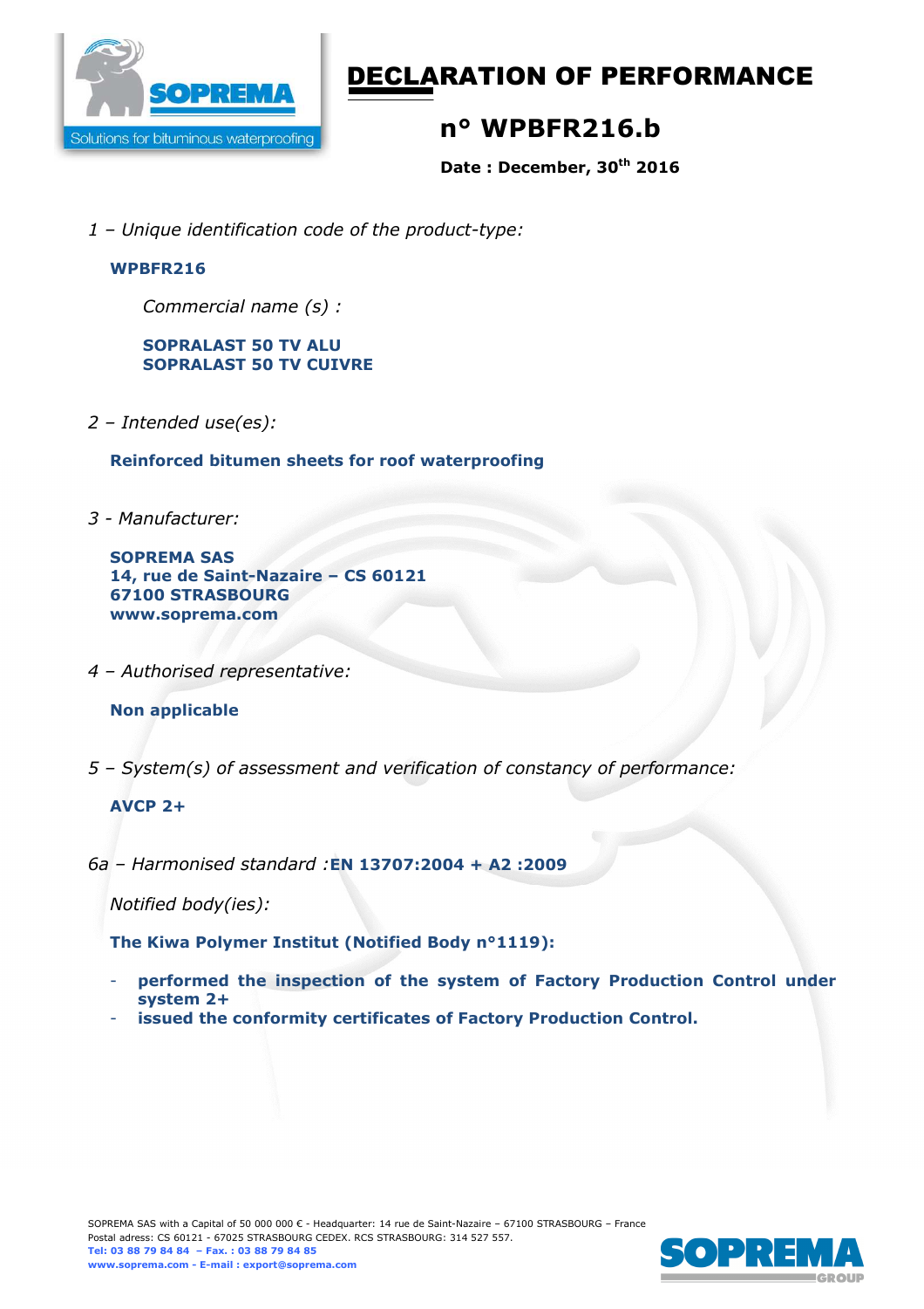# DECLARATION OF PERFORMANCE

## n° WPBFR216.b

**Date : December, 30th 2016**

*1 – Unique identification code of the product-type:*

**WPBFR216**

*Commercial name (s) :*

**SOPRALAST 50 TV ALU**
**SOPRALAST 50 TV CUIVRE**

*2 – Intended use(es):*

**Reinforced bitumen sheets for roof waterproofing**

*3 - Manufacturer:*

**SOPREMA SAS**
**14, rue de Saint-Nazaire – CS 60121**
**67100 STRASBOURG**
**www.soprema.com**

*4 – Authorised representative:*

**Non applicable**

*5 – System(s) of assessment and verification of constancy of performance:*

**AVCP 2+**

*6a – Harmonised standard :***EN 13707:2004 + A2 :2009**

*Notified body(ies):*

**The Kiwa Polymer Institut (Notified Body n°1119):**

- **performed the inspection of the system of Factory Production Control under system 2+**
- **issued the conformity certificates of Factory Production Control.**

SOPREMA SAS with a Capital of 50 000 000 € - Headquarter: 14 rue de Saint-Nazaire – 67100 STRASBOURG – France
Postal adress: CS 60121 - 67025 STRASBOURG CEDEX. RCS STRASBOURG: 314 527 557.
**Tel: 03 88 79 84 84 – Fax. : 03 88 79 84 85**
**www.soprema.com - E-mail : export@soprema.com**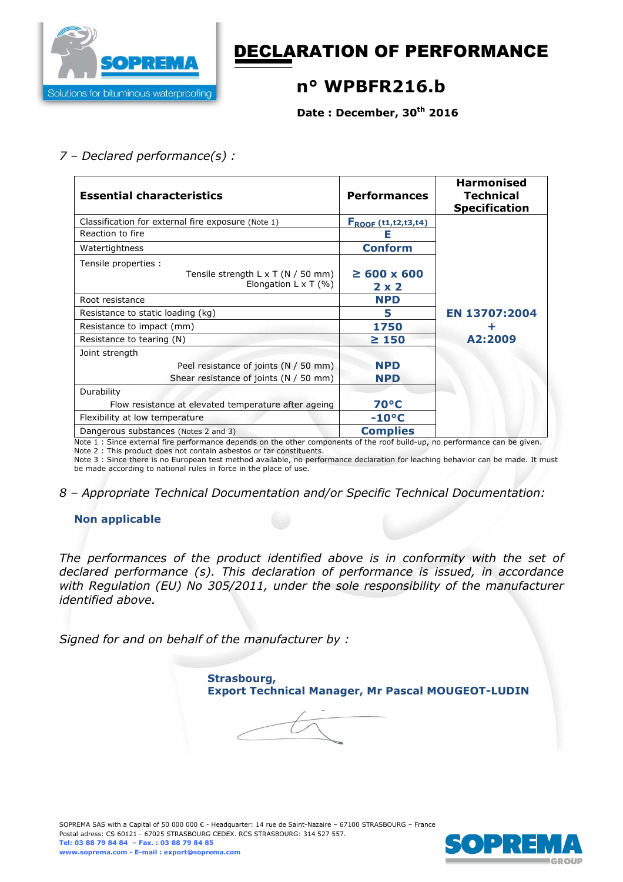# DECLARATION OF PERFORMANCE

## n° WPBFR216.b

**Date : December, 30th 2016**

*7 – Declared performance(s) :*

| Essential characteristics | Performances | Harmonised Technical Specification |
|---|---|---|
| Classification for external fire exposure (Note 1) | $F_{ROOF\ (t1,t2,t3,t4)}$ | EN 13707:2004 + A2:2009 |
| Reaction to fire | **E** | |
| Watertightness | **Conform** | |
| Tensile properties :<br>Tensile strength L x T (N / 50 mm)<br>Elongation L x T (%) | <br>**≥ 600 x 600**<br>**2 x 2** | |
| Root resistance | **NPD** | |
| Resistance to static loading (kg) | **5** | |
| Resistance to impact (mm) | **1750** | |
| Resistance to tearing (N) | **≥ 150** | |
| Joint strength<br>Peel resistance of joints (N / 50 mm)<br>Shear resistance of joints (N / 50 mm) | <br>**NPD**<br>**NPD** | |
| Durability<br>Flow resistance at elevated temperature after ageing | <br>**70°C** | |
| Flexibility at low temperature | **-10°C** | |
| Dangerous substances (Notes 2 and 3) | **Complies** | |

Note 1 : Since external fire performance depends on the other components of the roof build-up, no performance can be given.
Note 2 : This product does not contain asbestos or tar constituents.
Note 3 : Since there is no European test method available, no performance declaration for leaching behavior can be made. It must be made according to national rules in force in the place of use.

*8 – Appropriate Technical Documentation and/or Specific Technical Documentation:*

**Non applicable**

*The performances of the product identified above is in conformity with the set of declared performance (s). This declaration of performance is issued, in accordance with Regulation (EU) No 305/2011, under the sole responsibility of the manufacturer identified above.*

*Signed for and on behalf of the manufacturer by :*

**Strasbourg,**
**Export Technical Manager, Mr Pascal MOUGEOT-LUDIN**

SOPREMA SAS with a Capital of 50 000 000 € - Headquarter: 14 rue de Saint-Nazaire – 67100 STRASBOURG – France
Postal adress: CS 60121 - 67025 STRASBOURG CEDEX. RCS STRASBOURG: 314 527 557.
**Tel: 03 88 79 84 84 – Fax. : 03 88 79 84 85**
**www.soprema.com - E-mail : export@soprema.com**